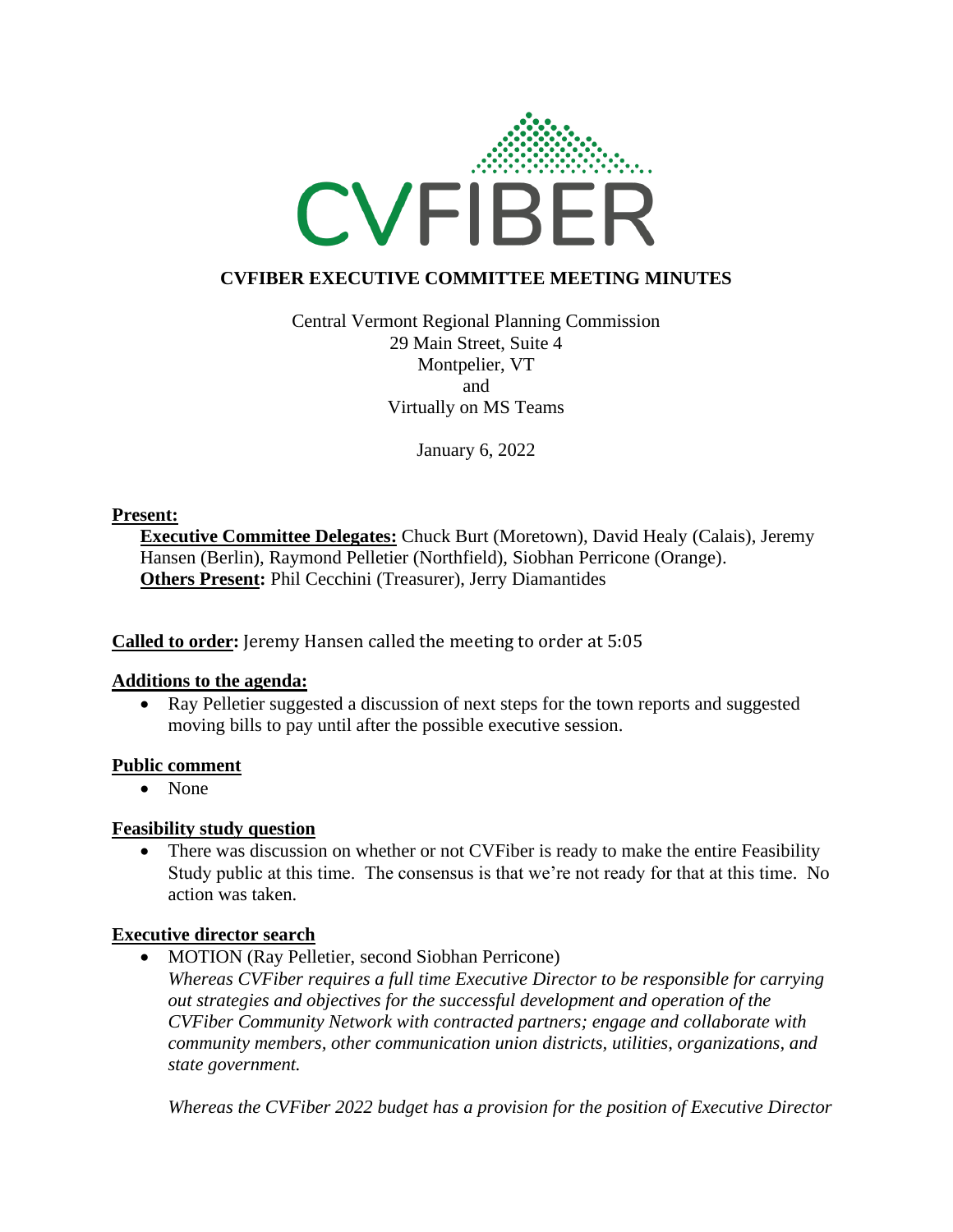# CVFIBER EXECUTIVE COMMITTEE MEETING MINUTES

Central Vermont Regional Planning Commission
29 Main Street, Suite 4
Montpelier, VT
and
Virtually on MS Teams

January 6, 2022

**Present:**

**Executive Committee Delegates:** Chuck Burt (Moretown), David Healy (Calais), Jeremy Hansen (Berlin), Raymond Pelletier (Northfield), Siobhan Perricone (Orange).
**Others Present:** Phil Cecchini (Treasurer), Jerry Diamantides

**Called to order:** Jeremy Hansen called the meeting to order at 5:05

**Additions to the agenda:**

- Ray Pelletier suggested a discussion of next steps for the town reports and suggested moving bills to pay until after the possible executive session.

**Public comment**

- None

**Feasibility study question**

- There was discussion on whether or not CVFiber is ready to make the entire Feasibility Study public at this time. The consensus is that we're not ready for that at this time. No action was taken.

**Executive director search**

- MOTION (Ray Pelletier, second Siobhan Perricone)
  *Whereas CVFiber requires a full time Executive Director to be responsible for carrying out strategies and objectives for the successful development and operation of the CVFiber Community Network with contracted partners; engage and collaborate with community members, other communication union districts, utilities, organizations, and state government.*

  *Whereas the CVFiber 2022 budget has a provision for the position of Executive Director*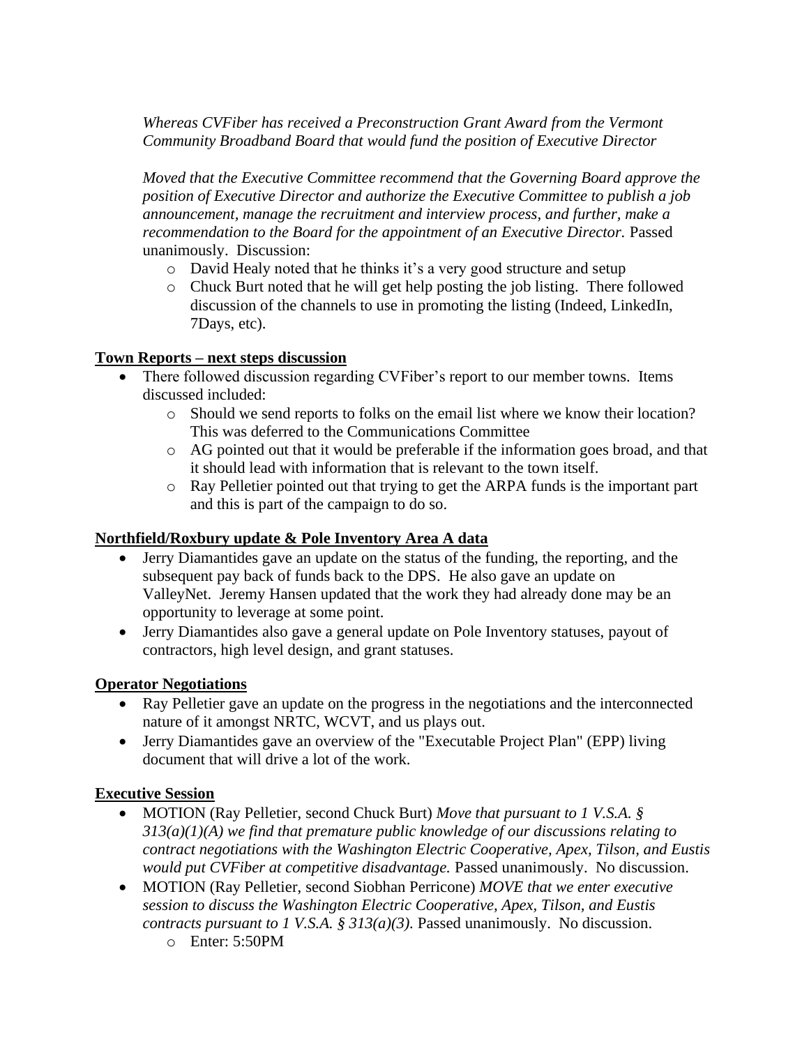*Whereas CVFiber has received a Preconstruction Grant Award from the Vermont Community Broadband Board that would fund the position of Executive Director*

*Moved that the Executive Committee recommend that the Governing Board approve the position of Executive Director and authorize the Executive Committee to publish a job announcement, manage the recruitment and interview process, and further, make a recommendation to the Board for the appointment of an Executive Director.* Passed unanimously. Discussion:

- David Healy noted that he thinks it's a very good structure and setup
- Chuck Burt noted that he will get help posting the job listing. There followed discussion of the channels to use in promoting the listing (Indeed, LinkedIn, 7Days, etc).

**Town Reports – next steps discussion**

- There followed discussion regarding CVFiber's report to our member towns. Items discussed included:
  - Should we send reports to folks on the email list where we know their location? This was deferred to the Communications Committee
  - AG pointed out that it would be preferable if the information goes broad, and that it should lead with information that is relevant to the town itself.
  - Ray Pelletier pointed out that trying to get the ARPA funds is the important part and this is part of the campaign to do so.

**Northfield/Roxbury update & Pole Inventory Area A data**

- Jerry Diamantides gave an update on the status of the funding, the reporting, and the subsequent pay back of funds back to the DPS. He also gave an update on ValleyNet. Jeremy Hansen updated that the work they had already done may be an opportunity to leverage at some point.
- Jerry Diamantides also gave a general update on Pole Inventory statuses, payout of contractors, high level design, and grant statuses.

**Operator Negotiations**

- Ray Pelletier gave an update on the progress in the negotiations and the interconnected nature of it amongst NRTC, WCVT, and us plays out.
- Jerry Diamantides gave an overview of the "Executable Project Plan" (EPP) living document that will drive a lot of the work.

**Executive Session**

- MOTION (Ray Pelletier, second Chuck Burt) *Move that pursuant to 1 V.S.A. § 313(a)(1)(A) we find that premature public knowledge of our discussions relating to contract negotiations with the Washington Electric Cooperative, Apex, Tilson, and Eustis would put CVFiber at competitive disadvantage.* Passed unanimously. No discussion.
- MOTION (Ray Pelletier, second Siobhan Perricone) *MOVE that we enter executive session to discuss the Washington Electric Cooperative, Apex, Tilson, and Eustis contracts pursuant to 1 V.S.A. § 313(a)(3).* Passed unanimously. No discussion.
  - Enter: 5:50PM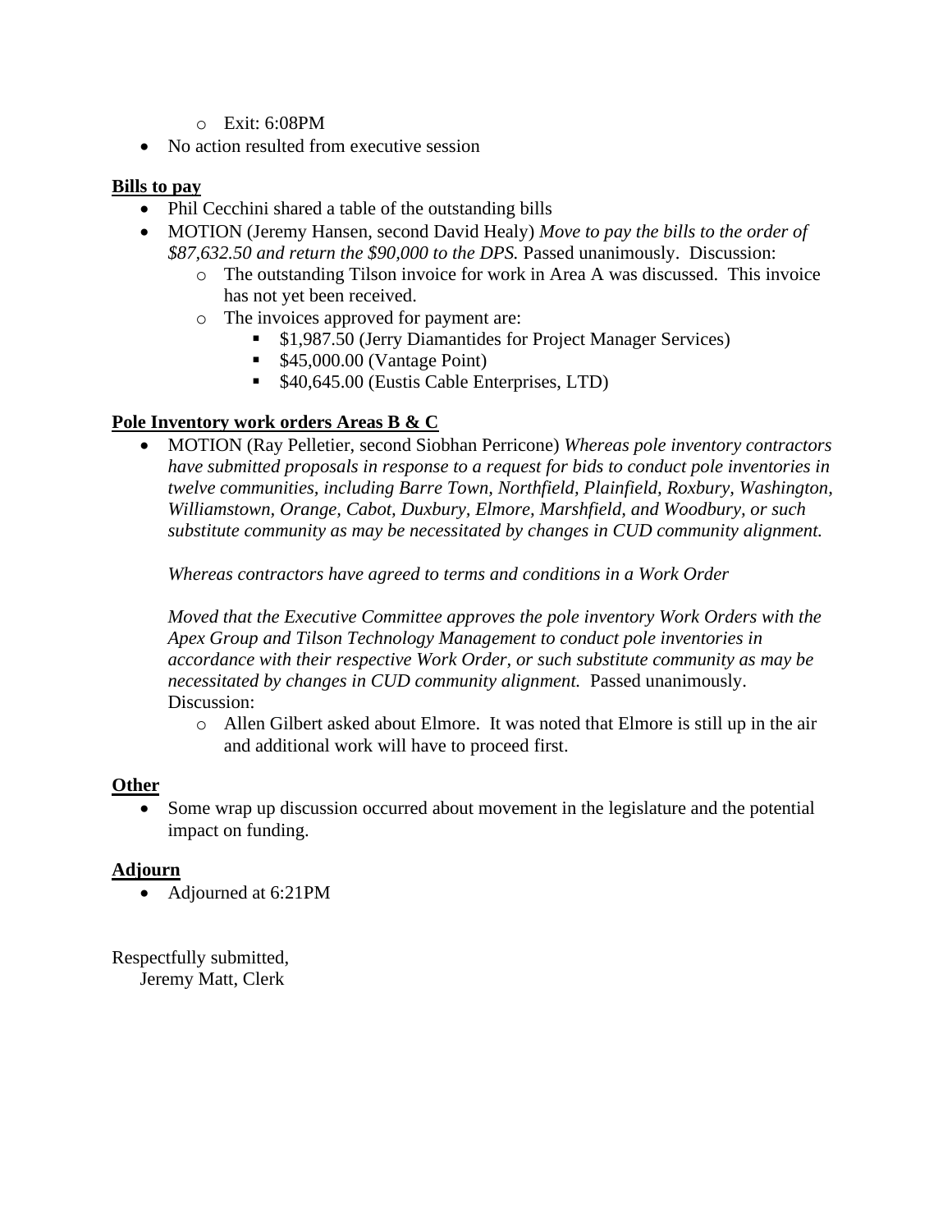- Exit: 6:08PM
- No action resulted from executive session

**Bills to pay**

- Phil Cecchini shared a table of the outstanding bills
- MOTION (Jeremy Hansen, second David Healy) *Move to pay the bills to the order of $87,632.50 and return the $90,000 to the DPS.* Passed unanimously. Discussion:
  - The outstanding Tilson invoice for work in Area A was discussed. This invoice has not yet been received.
  - The invoices approved for payment are:
    - $1,987.50 (Jerry Diamantides for Project Manager Services)
    - $45,000.00 (Vantage Point)
    - $40,645.00 (Eustis Cable Enterprises, LTD)

**Pole Inventory work orders Areas B & C**

- MOTION (Ray Pelletier, second Siobhan Perricone) *Whereas pole inventory contractors have submitted proposals in response to a request for bids to conduct pole inventories in twelve communities, including Barre Town, Northfield, Plainfield, Roxbury, Washington, Williamstown, Orange, Cabot, Duxbury, Elmore, Marshfield, and Woodbury, or such substitute community as may be necessitated by changes in CUD community alignment.*

  *Whereas contractors have agreed to terms and conditions in a Work Order*

  *Moved that the Executive Committee approves the pole inventory Work Orders with the Apex Group and Tilson Technology Management to conduct pole inventories in accordance with their respective Work Order, or such substitute community as may be necessitated by changes in CUD community alignment.* Passed unanimously. Discussion:
  - Allen Gilbert asked about Elmore. It was noted that Elmore is still up in the air and additional work will have to proceed first.

**Other**

- Some wrap up discussion occurred about movement in the legislature and the potential impact on funding.

**Adjourn**

- Adjourned at 6:21PM

Respectfully submitted,
Jeremy Matt, Clerk